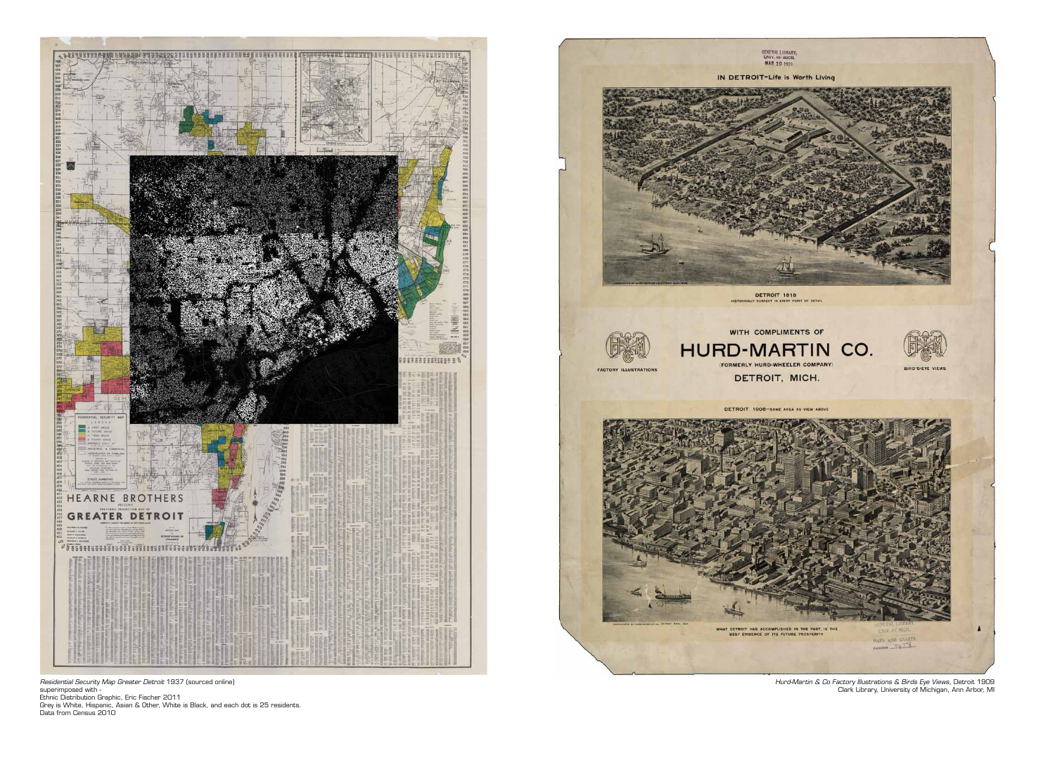*Residential Security Map Greater Detroit* 1937 (sourced online)
superimposed with -
Ethnic Distribution Graphic, Eric Fischer 2011
Grey is White, Hispanic, Asian & Other, White is Black, and each dot is 25 residents.
Data from Census 2010

*Hurd-Martin & Co Factory Illustrations & Birds Eye Views*, Detroit 1909
Clark Library, University of Michigan, Ann Arbor, MI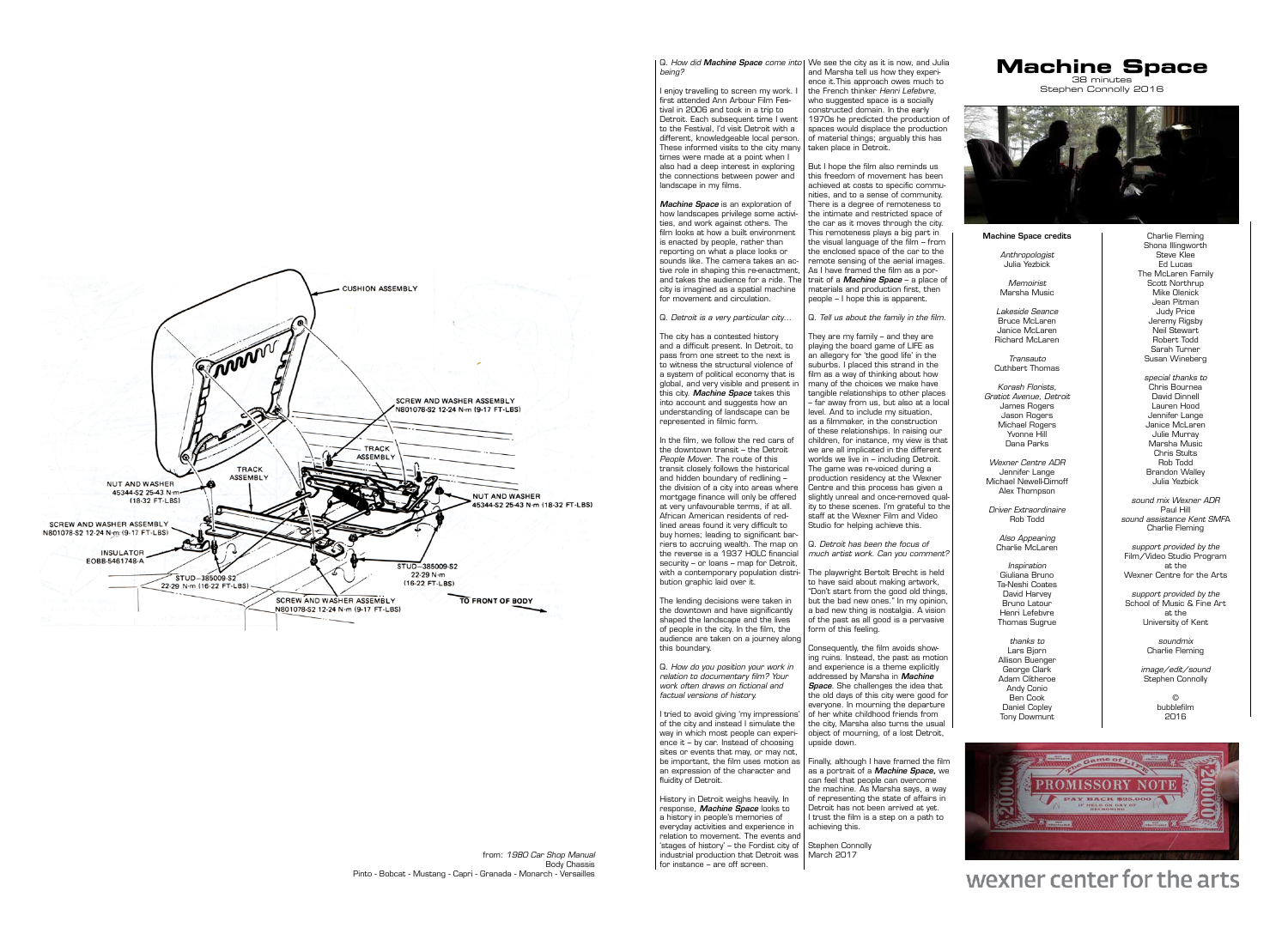CUSHION ASSEMBLY

SCREW AND WASHER ASSEMBLY
N801078-S2 12-24 N·m (9-17 FT-LBS)

TRACK ASSEMBLY

TRACK ASSEMBLY

NUT AND WASHER
45344-S2 25-43 N·m
(18-32 FT-LBS)

NUT AND WASHER
45344-S2 25-43 N·m (18-32 FT-LBS)

SCREW AND WASHER ASSEMBLY
N801078-S2 12-24 N·m (9-17 FT-LBS)

INSULATOR
EOBB-5461748-A

STUD—385009-S2
22-29 N·m (16-22 FT-LBS)

STUD—385009-S2
22-29 N·m
(16-22 FT-LBS)

SCREW AND WASHER ASSEMBLY
N801078-S2 12-24 N·m (9-17 FT-LBS)

TO FRONT OF BODY

from: *1980 Car Shop Manual*
Body Chassis
Pinto - Bobcat - Mustang - Capri - Granada - Monarch - Versailles

*Q. How did **Machine Space** come into being?*

I enjoy travelling to screen my work. I first attended Ann Arbour Film Festival in 2006 and took in a trip to Detroit. Each subsequent time I went to the Festival, I'd visit Detroit with a different, knowledgeable local person. These informed visits to the city many times were made at a point when I also had a deep interest in exploring the connections between power and landscape in my films.

***Machine Space*** is an exploration of how landscapes privilege some activities, and work against others. The film looks at how a built environment is enacted by people, rather than reporting on what a place looks or sounds like. The camera takes an active role in shaping this re-enactment, and takes the audience for a ride. The city is imagined as a spatial machine for movement and circulation.

*Q. Detroit is a very particular city...*

The city has a contested history and a difficult present. In Detroit, to pass from one street to the next is to witness the structural violence of a system of political economy that is global, and very visible and present in this city. ***Machine Space*** takes this into account and suggests how an understanding of landscape can be represented in filmic form.

In the film, we follow the red cars of the downtown transit – the Detroit *People Mover*. The route of this transit closely follows the historical and hidden boundary of redlining – the division of a city into areas where mortgage finance will only be offered at very unfavourable terms, if at all. African American residents of redlined areas found it very difficult to buy homes; leading to significant barriers to accruing wealth. The map on the reverse is a 1937 HOLC financial security – or loans – map for Detroit, with a contemporary population distribution graphic laid over it.

The lending decisions were taken in the downtown and have significantly shaped the landscape and the lives of people in the city. In the film, the audience are taken on a journey along this boundary.

*Q. How do you position your work in relation to documentary film? Your work often draws on fictional and factual versions of history.*

I tried to avoid giving 'my impressions' of the city and instead I simulate the way in which most people can experience it – by car. Instead of choosing sites or events that may, or may not, be important, the film uses motion as an expression of the character and fluidity of Detroit.

History in Detroit weighs heavily. In response, ***Machine Space*** looks to a history in people's memories of everyday activities and experience in relation to movement. The events and 'stages of history' – the Fordist city of industrial production that Detroit was for instance – are off screen.

We see the city as it is now, and Julia and Marsha tell us how they experience it. This approach owes much to the French thinker *Henri Lefebvre*, who suggested space is a socially constructed domain. In the early 1970s he predicted the production of spaces would displace the production of material things; arguably this has taken place in Detroit.

But I hope the film also reminds us this freedom of movement has been achieved at costs to specific communities, and to a sense of community. There is a degree of remoteness to the intimate and restricted space of the car as it moves through the city. This remoteness plays a big part in the visual language of the film – from the enclosed space of the car to the remote sensing of the aerial images. As I have framed the film as a portrait of a ***Machine Space*** – a place of materials and production first, then people – I hope this is apparent.

*Q. Tell us about the family in the film.*

They are my family – and they are playing the board game of LIFE as an allegory for 'the good life' in the suburbs. I placed this strand in the film as a way of thinking about how many of the choices we make have tangible relationships to other places – far away from us, but also at a local level. And to include my situation, as a filmmaker, in the construction of these relationships. In raising our children, for instance, my view is that we are all implicated in the different worlds we live in – including Detroit. The game was re-voiced during a production residency at the Wexner Centre and this process has given a slightly unreal and once-removed quality to these scenes. I'm grateful to the staff at the Wexner Film and Video Studio for helping achieve this.

*Q. Detroit has been the focus of much artist work. Can you comment?*

The playwright Bertolt Brecht is held to have said about making artwork, "Don't start from the good old things, but the bad new ones." In my opinion, a bad new thing is nostalgia. A vision of the past as all good is a pervasive form of this feeling.

Consequently, the film avoids showing ruins. Instead, the past as motion and experience is a theme explicitly addressed by Marsha in ***Machine Space***. She challenges the idea that the old days of this city were good for everyone. In mourning the departure of her white childhood friends from the city, Marsha also turns the usual object of mourning, of a lost Detroit, upside down.

Finally, although I have framed the film as a portrait of a ***Machine Space***, we can feel that people can overcome the machine. As Marsha says, a way of representing the state of affairs in Detroit has not been arrived at yet. I trust the film is a step on a path to achieving this.

Stephen Connolly
March 2017

# Machine Space

38 minutes
Stephen Connolly 2016

**Machine Space credits**

*Anthropologist*
Julia Yezbick

*Memoirist*
Marsha Music

*Lakeside Seance*
Bruce McLaren
Janice McLaren
Richard McLaren

*Transauto*
Cuthbert Thomas

*Korash Florists, Gratiot Avenue, Detroit*
James Rogers
Jason Rogers
Michael Rogers
Yvonne Hill
Dana Parks

*Wexner Centre ADR*
Jennifer Lange
Michael Newell-Dimoff
Alex Thompson

*Driver Extraordinaire*
Rob Todd

*Also Appearing*
Charlie McLaren

*Inspiration*
Giuliana Bruno
Ta-Neshi Coates
David Harvey
Bruno Latour
Henri Lefebvre
Thomas Sugrue

*thanks to*
Lars Bjorn
Allison Buenger
George Clark
Adam Clitheroe
Andy Conio
Ben Cook
Daniel Copley
Tony Dowmunt
Charlie Fleming
Shona Illingworth
Steve Klee
Ed Lucas
The McLaren Family
Scott Northrup
Mike Olenick
Jean Pitman
Judy Price
Jeremy Rigsby
Neil Stewart
Robert Todd
Sarah Turner
Susan Wineberg

*special thanks to*
Chris Bournea
David Dinnell
Lauren Hood
Jennifer Lange
Janice McLaren
Julie Murray
Marsha Music
Chris Stults
Rob Todd
Brandon Walley
Julia Yezbick

*sound mix Wexner ADR*
Paul Hill
*sound assistance Kent SMFA*
Charlie Fleming

*support provided by the*
Film/Video Studio Program
at the
Wexner Centre for the Arts

*support provided by the*
School of Music & Fine Art
at the
University of Kent

*soundmix*
Charlie Fleming

*image/edit/sound*
Stephen Connolly

©
bubblefilm
2016

wexner center for the arts